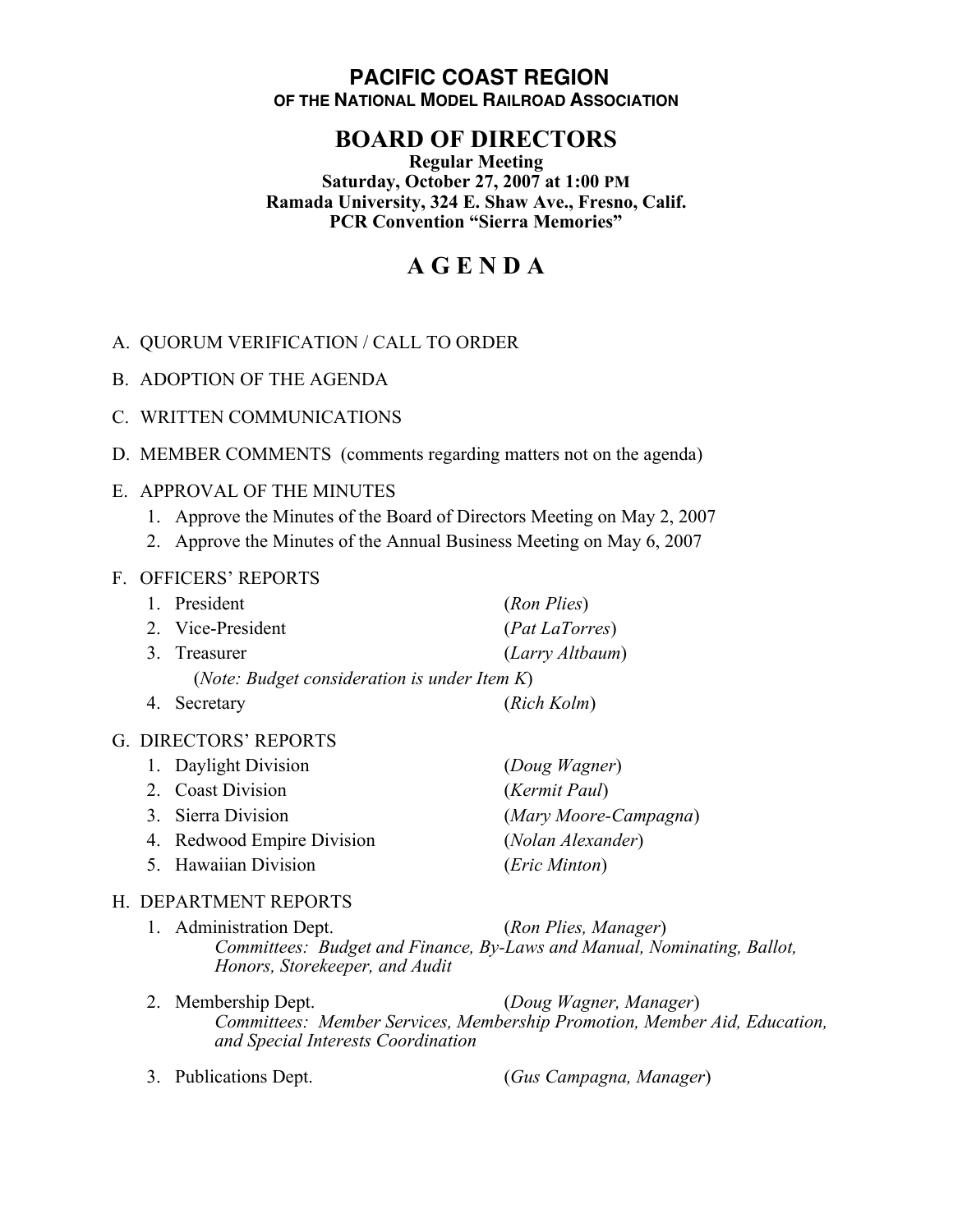# PACIFIC COAST REGION
**OF THE NATIONAL MODEL RAILROAD ASSOCIATION**

## BOARD OF DIRECTORS

**Regular Meeting**
**Saturday, October 27, 2007 at 1:00 PM**
**Ramada University, 324 E. Shaw Ave., Fresno, Calif.**
**PCR Convention "Sierra Memories"**

## A G E N D A

A. QUORUM VERIFICATION / CALL TO ORDER

B. ADOPTION OF THE AGENDA

C. WRITTEN COMMUNICATIONS

D. MEMBER COMMENTS (comments regarding matters not on the agenda)

E. APPROVAL OF THE MINUTES
1. Approve the Minutes of the Board of Directors Meeting on May 2, 2007
2. Approve the Minutes of the Annual Business Meeting on May 6, 2007

F. OFFICERS' REPORTS
1. President (*Ron Plies*)
2. Vice-President (*Pat LaTorres*)
3. Treasurer (*Larry Altbaum*)
   (*Note: Budget consideration is under Item K*)
4. Secretary (*Rich Kolm*)

G. DIRECTORS' REPORTS
1. Daylight Division (*Doug Wagner*)
2. Coast Division (*Kermit Paul*)
3. Sierra Division (*Mary Moore-Campagna*)
4. Redwood Empire Division (*Nolan Alexander*)
5. Hawaiian Division (*Eric Minton*)

H. DEPARTMENT REPORTS
1. Administration Dept. (*Ron Plies, Manager*)
   *Committees: Budget and Finance, By-Laws and Manual, Nominating, Ballot, Honors, Storekeeper, and Audit*
2. Membership Dept. (*Doug Wagner, Manager*)
   *Committees: Member Services, Membership Promotion, Member Aid, Education, and Special Interests Coordination*
3. Publications Dept. (*Gus Campagna, Manager*)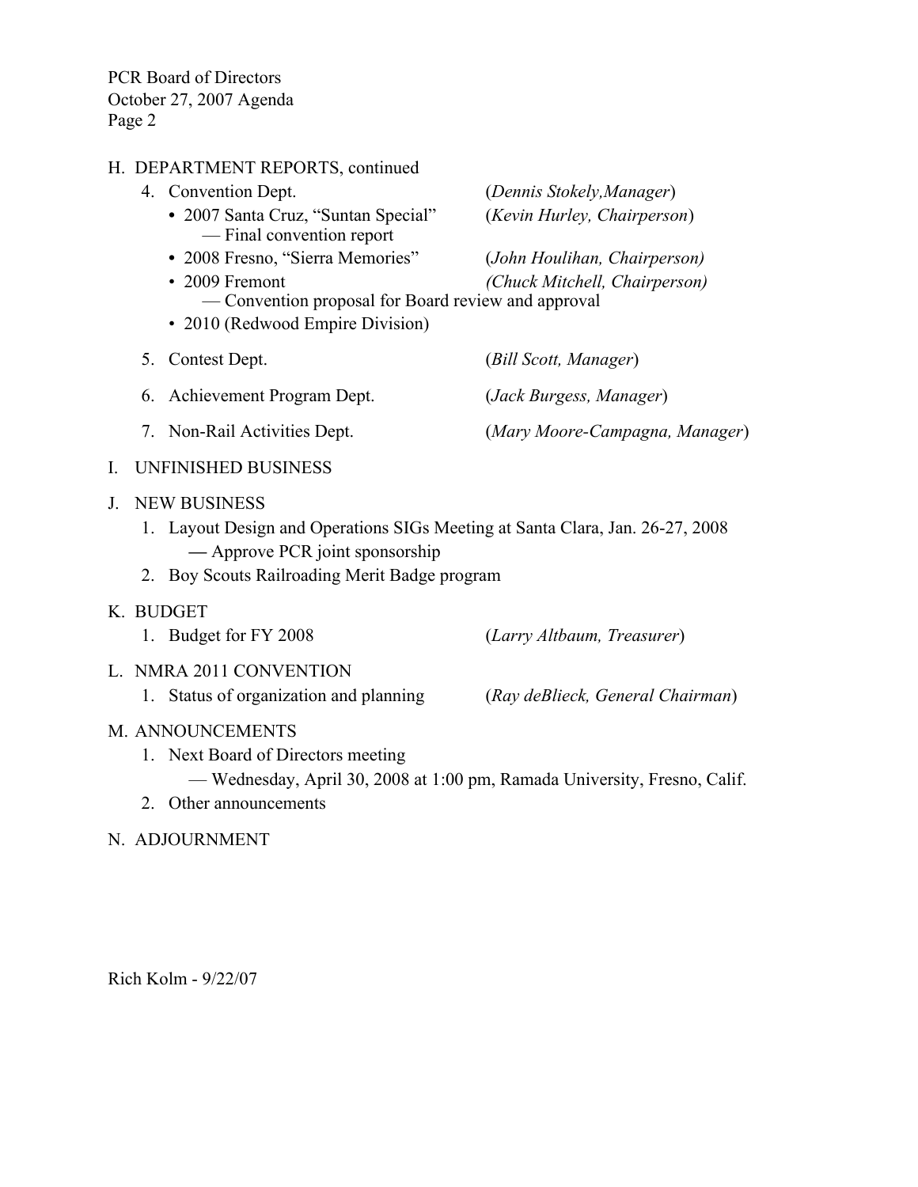H. DEPARTMENT REPORTS, continued

4. Convention Dept. (*Dennis Stokely,Manager*)
   - 2007 Santa Cruz, "Suntan Special" (*Kevin Hurley, Chairperson*)
     — Final convention report
   - 2008 Fresno, "Sierra Memories" (*John Houlihan, Chairperson)*
   - 2009 Fremont *(Chuck Mitchell, Chairperson)*
     — Convention proposal for Board review and approval
   - 2010 (Redwood Empire Division)
5. Contest Dept. (*Bill Scott, Manager*)
6. Achievement Program Dept. (*Jack Burgess, Manager*)
7. Non-Rail Activities Dept. (*Mary Moore-Campagna, Manager*)

I. UNFINISHED BUSINESS

J. NEW BUSINESS

1. Layout Design and Operations SIGs Meeting at Santa Clara, Jan. 26-27, 2008
   — Approve PCR joint sponsorship
2. Boy Scouts Railroading Merit Badge program

K. BUDGET

1. Budget for FY 2008 (*Larry Altbaum, Treasurer*)

L. NMRA 2011 CONVENTION

1. Status of organization and planning (*Ray deBlieck, General Chairman*)

M. ANNOUNCEMENTS

1. Next Board of Directors meeting
   — Wednesday, April 30, 2008 at 1:00 pm, Ramada University, Fresno, Calif.
2. Other announcements

N. ADJOURNMENT

Rich Kolm - 9/22/07